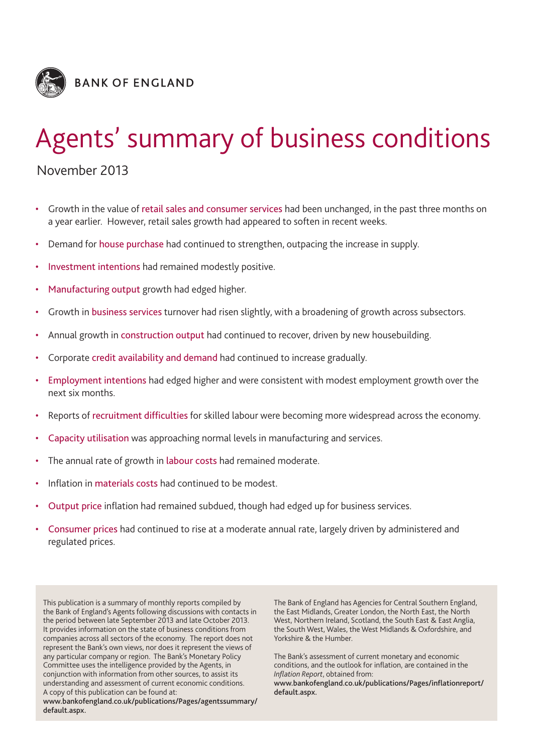BANK OF ENGLAND

# Agents' summary of business conditions

November 2013

- Growth in the value of retail sales and consumer services had been unchanged, in the past three months on a year earlier. However, retail sales growth had appeared to soften in recent weeks.
- Demand for house purchase had continued to strengthen, outpacing the increase in supply.
- Investment intentions had remained modestly positive.
- Manufacturing output growth had edged higher.
- Growth in business services turnover had risen slightly, with a broadening of growth across subsectors.
- Annual growth in construction output had continued to recover, driven by new housebuilding.
- Corporate credit availability and demand had continued to increase gradually.
- Employment intentions had edged higher and were consistent with modest employment growth over the next six months.
- Reports of recruitment difficulties for skilled labour were becoming more widespread across the economy.
- Capacity utilisation was approaching normal levels in manufacturing and services.
- The annual rate of growth in labour costs had remained moderate.
- Inflation in materials costs had continued to be modest.
- Output price inflation had remained subdued, though had edged up for business services.
- Consumer prices had continued to rise at a moderate annual rate, largely driven by administered and regulated prices.

This publication is a summary of monthly reports compiled by the Bank of England's Agents following discussions with contacts in the period between late September 2013 and late October 2013. It provides information on the state of business conditions from companies across all sectors of the economy. The report does not represent the Bank's own views, nor does it represent the views of any particular company or region. The Bank's Monetary Policy Committee uses the intelligence provided by the Agents, in conjunction with information from other sources, to assist its understanding and assessment of current economic conditions. A copy of this publication can be found at: **www.bankofengland.co.uk/publications/Pages/agentssummary/default.aspx.**

The Bank of England has Agencies for Central Southern England, the East Midlands, Greater London, the North East, the North West, Northern Ireland, Scotland, the South East & East Anglia, the South West, Wales, the West Midlands & Oxfordshire, and Yorkshire & the Humber.

The Bank's assessment of current monetary and economic conditions, and the outlook for inflation, are contained in the *Inflation Report*, obtained from: **www.bankofengland.co.uk/publications/Pages/inflationreport/default.aspx.**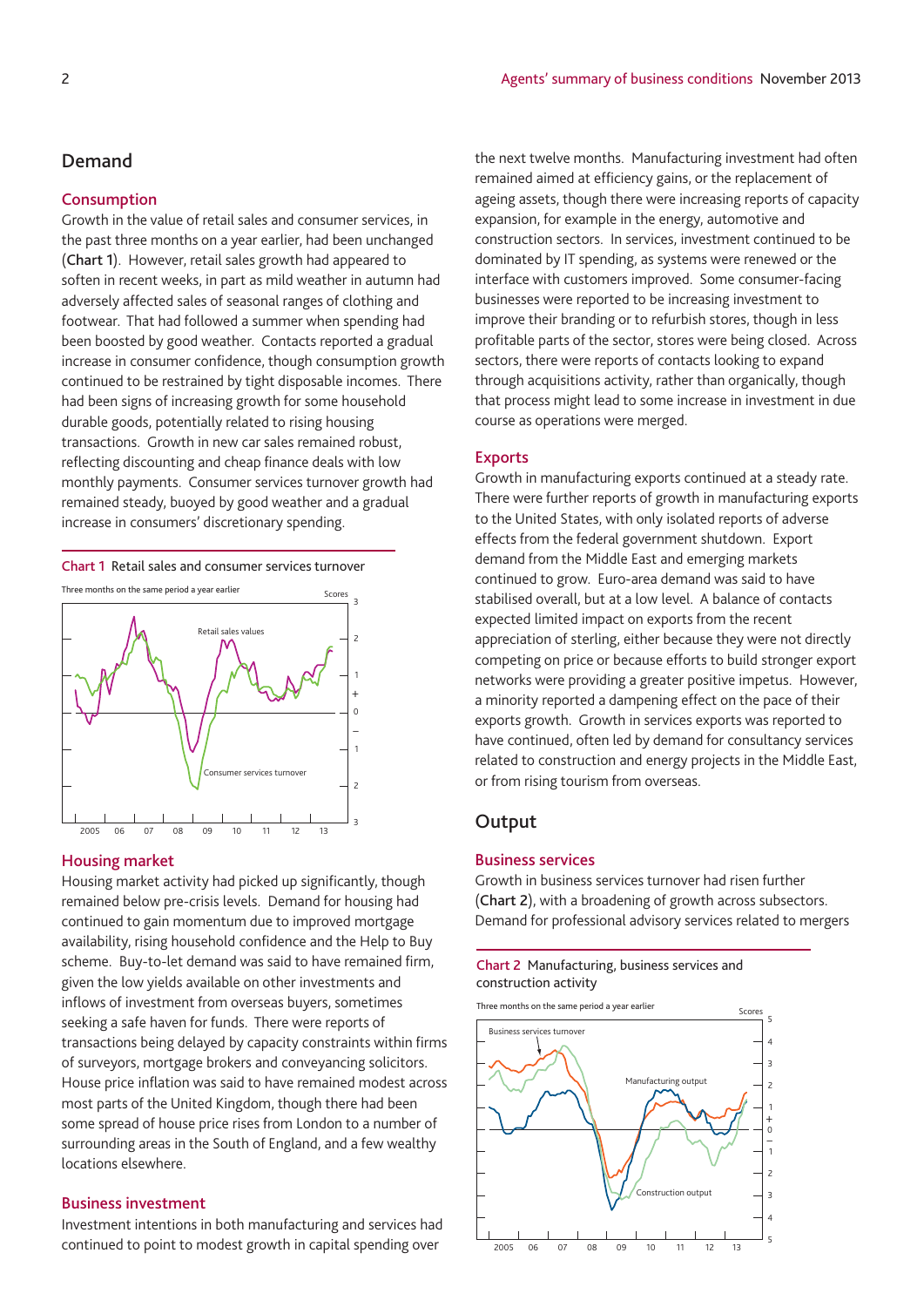## Demand

### Consumption

Growth in the value of retail sales and consumer services, in the past three months on a year earlier, had been unchanged (**Chart 1**). However, retail sales growth had appeared to soften in recent weeks, in part as mild weather in autumn had adversely affected sales of seasonal ranges of clothing and footwear. That had followed a summer when spending had been boosted by good weather. Contacts reported a gradual increase in consumer confidence, though consumption growth continued to be restrained by tight disposable incomes. There had been signs of increasing growth for some household durable goods, potentially related to rising housing transactions. Growth in new car sales remained robust, reflecting discounting and cheap finance deals with low monthly payments. Consumer services turnover growth had remained steady, buoyed by good weather and a gradual increase in consumers' discretionary spending.

**Chart 1** Retail sales and consumer services turnover

### Housing market

Housing market activity had picked up significantly, though remained below pre-crisis levels. Demand for housing had continued to gain momentum due to improved mortgage availability, rising household confidence and the Help to Buy scheme. Buy-to-let demand was said to have remained firm, given the low yields available on other investments and inflows of investment from overseas buyers, sometimes seeking a safe haven for funds. There were reports of transactions being delayed by capacity constraints within firms of surveyors, mortgage brokers and conveyancing solicitors. House price inflation was said to have remained modest across most parts of the United Kingdom, though there had been some spread of house price rises from London to a number of surrounding areas in the South of England, and a few wealthy locations elsewhere.

### Business investment

Investment intentions in both manufacturing and services had continued to point to modest growth in capital spending over the next twelve months. Manufacturing investment had often remained aimed at efficiency gains, or the replacement of ageing assets, though there were increasing reports of capacity expansion, for example in the energy, automotive and construction sectors. In services, investment continued to be dominated by IT spending, as systems were renewed or the interface with customers improved. Some consumer-facing businesses were reported to be increasing investment to improve their branding or to refurbish stores, though in less profitable parts of the sector, stores were being closed. Across sectors, there were reports of contacts looking to expand through acquisitions activity, rather than organically, though that process might lead to some increase in investment in due course as operations were merged.

### Exports

Growth in manufacturing exports continued at a steady rate. There were further reports of growth in manufacturing exports to the United States, with only isolated reports of adverse effects from the federal government shutdown. Export demand from the Middle East and emerging markets continued to grow. Euro-area demand was said to have stabilised overall, but at a low level. A balance of contacts expected limited impact on exports from the recent appreciation of sterling, either because they were not directly competing on price or because efforts to build stronger export networks were providing a greater positive impetus. However, a minority reported a dampening effect on the pace of their exports growth. Growth in services exports was reported to have continued, often led by demand for consultancy services related to construction and energy projects in the Middle East, or from rising tourism from overseas.

## Output

### Business services

Growth in business services turnover had risen further (**Chart 2**), with a broadening of growth across subsectors. Demand for professional advisory services related to mergers

**Chart 2** Manufacturing, business services and construction activity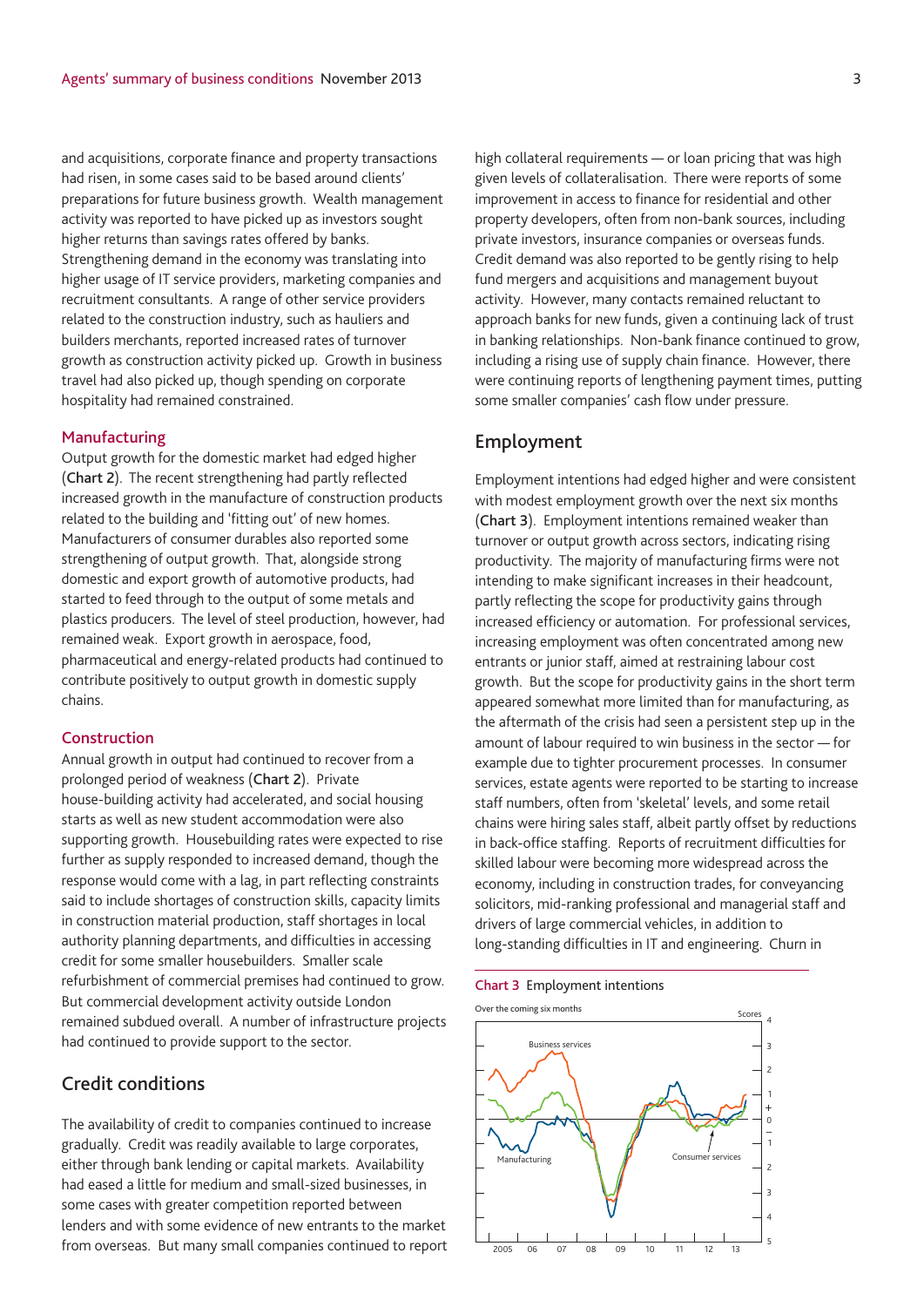and acquisitions, corporate finance and property transactions had risen, in some cases said to be based around clients' preparations for future business growth. Wealth management activity was reported to have picked up as investors sought higher returns than savings rates offered by banks. Strengthening demand in the economy was translating into higher usage of IT service providers, marketing companies and recruitment consultants. A range of other service providers related to the construction industry, such as hauliers and builders merchants, reported increased rates of turnover growth as construction activity picked up. Growth in business travel had also picked up, though spending on corporate hospitality had remained constrained.

### Manufacturing

Output growth for the domestic market had edged higher (**Chart 2**). The recent strengthening had partly reflected increased growth in the manufacture of construction products related to the building and 'fitting out' of new homes. Manufacturers of consumer durables also reported some strengthening of output growth. That, alongside strong domestic and export growth of automotive products, had started to feed through to the output of some metals and plastics producers. The level of steel production, however, had remained weak. Export growth in aerospace, food, pharmaceutical and energy-related products had continued to contribute positively to output growth in domestic supply chains.

### Construction

Annual growth in output had continued to recover from a prolonged period of weakness (**Chart 2**). Private house-building activity had accelerated, and social housing starts as well as new student accommodation were also supporting growth. Housebuilding rates were expected to rise further as supply responded to increased demand, though the response would come with a lag, in part reflecting constraints said to include shortages of construction skills, capacity limits in construction material production, staff shortages in local authority planning departments, and difficulties in accessing credit for some smaller housebuilders. Smaller scale refurbishment of commercial premises had continued to grow. But commercial development activity outside London remained subdued overall. A number of infrastructure projects had continued to provide support to the sector.

## Credit conditions

The availability of credit to companies continued to increase gradually. Credit was readily available to large corporates, either through bank lending or capital markets. Availability had eased a little for medium and small-sized businesses, in some cases with greater competition reported between lenders and with some evidence of new entrants to the market from overseas. But many small companies continued to report high collateral requirements — or loan pricing that was high given levels of collateralisation. There were reports of some improvement in access to finance for residential and other property developers, often from non-bank sources, including private investors, insurance companies or overseas funds. Credit demand was also reported to be gently rising to help fund mergers and acquisitions and management buyout activity. However, many contacts remained reluctant to approach banks for new funds, given a continuing lack of trust in banking relationships. Non-bank finance continued to grow, including a rising use of supply chain finance. However, there were continuing reports of lengthening payment times, putting some smaller companies' cash flow under pressure.

## Employment

Employment intentions had edged higher and were consistent with modest employment growth over the next six months (**Chart 3**). Employment intentions remained weaker than turnover or output growth across sectors, indicating rising productivity. The majority of manufacturing firms were not intending to make significant increases in their headcount, partly reflecting the scope for productivity gains through increased efficiency or automation. For professional services, increasing employment was often concentrated among new entrants or junior staff, aimed at restraining labour cost growth. But the scope for productivity gains in the short term appeared somewhat more limited than for manufacturing, as the aftermath of the crisis had seen a persistent step up in the amount of labour required to win business in the sector — for example due to tighter procurement processes. In consumer services, estate agents were reported to be starting to increase staff numbers, often from 'skeletal' levels, and some retail chains were hiring sales staff, albeit partly offset by reductions in back-office staffing. Reports of recruitment difficulties for skilled labour were becoming more widespread across the economy, including in construction trades, for conveyancing solicitors, mid-ranking professional and managerial staff and drivers of large commercial vehicles, in addition to long-standing difficulties in IT and engineering. Churn in

**Chart 3** Employment intentions

Over the coming six months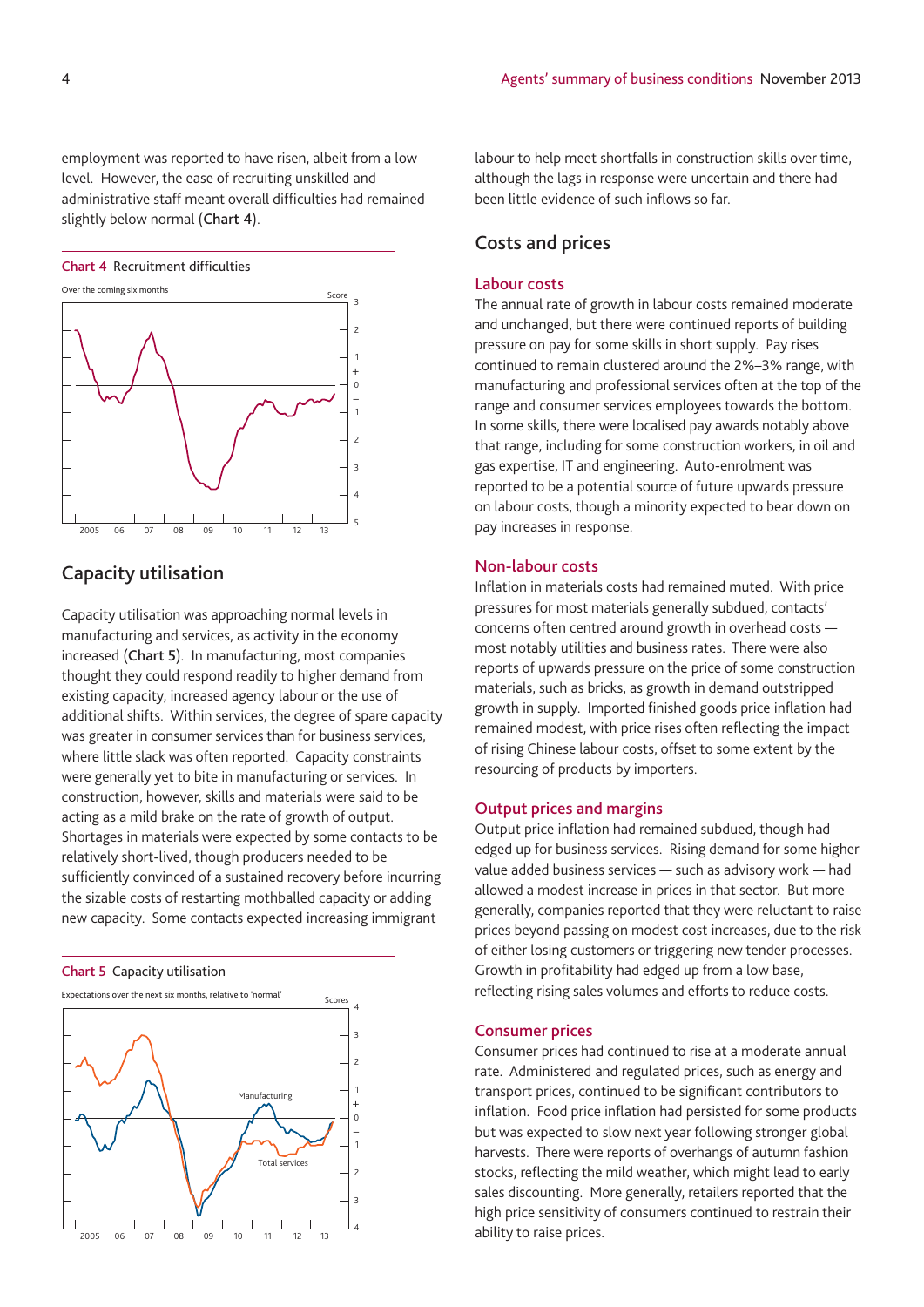employment was reported to have risen, albeit from a low level. However, the ease of recruiting unskilled and administrative staff meant overall difficulties had remained slightly below normal (**Chart 4**).

Chart 4 Recruitment difficulties

Over the coming six months

Score

3
2
1
+
0
–
1
2
3
4
5

2005 06 07 08 09 10 11 12 13

## Capacity utilisation

Capacity utilisation was approaching normal levels in manufacturing and services, as activity in the economy increased (**Chart 5**). In manufacturing, most companies thought they could respond readily to higher demand from existing capacity, increased agency labour or the use of additional shifts. Within services, the degree of spare capacity was greater in consumer services than for business services, where little slack was often reported. Capacity constraints were generally yet to bite in manufacturing or services. In construction, however, skills and materials were said to be acting as a mild brake on the rate of growth of output. Shortages in materials were expected by some contacts to be relatively short-lived, though producers needed to be sufficiently convinced of a sustained recovery before incurring the sizable costs of restarting mothballed capacity or adding new capacity. Some contacts expected increasing immigrant labour to help meet shortfalls in construction skills over time, although the lags in response were uncertain and there had been little evidence of such inflows so far.

Chart 5 Capacity utilisation

Expectations over the next six months, relative to 'normal'

Scores

4
3
2
1
+
0
–
1
2
3
4

Manufacturing

Total services

2005 06 07 08 09 10 11 12 13

## Costs and prices

### Labour costs

The annual rate of growth in labour costs remained moderate and unchanged, but there were continued reports of building pressure on pay for some skills in short supply. Pay rises continued to remain clustered around the 2%–3% range, with manufacturing and professional services often at the top of the range and consumer services employees towards the bottom. In some skills, there were localised pay awards notably above that range, including for some construction workers, in oil and gas expertise, IT and engineering. Auto-enrolment was reported to be a potential source of future upwards pressure on labour costs, though a minority expected to bear down on pay increases in response.

### Non-labour costs

Inflation in materials costs had remained muted. With price pressures for most materials generally subdued, contacts' concerns often centred around growth in overhead costs — most notably utilities and business rates. There were also reports of upwards pressure on the price of some construction materials, such as bricks, as growth in demand outstripped growth in supply. Imported finished goods price inflation had remained modest, with price rises often reflecting the impact of rising Chinese labour costs, offset to some extent by the resourcing of products by importers.

### Output prices and margins

Output price inflation had remained subdued, though had edged up for business services. Rising demand for some higher value added business services — such as advisory work — had allowed a modest increase in prices in that sector. But more generally, companies reported that they were reluctant to raise prices beyond passing on modest cost increases, due to the risk of either losing customers or triggering new tender processes. Growth in profitability had edged up from a low base, reflecting rising sales volumes and efforts to reduce costs.

### Consumer prices

Consumer prices had continued to rise at a moderate annual rate. Administered and regulated prices, such as energy and transport prices, continued to be significant contributors to inflation. Food price inflation had persisted for some products but was expected to slow next year following stronger global harvests. There were reports of overhangs of autumn fashion stocks, reflecting the mild weather, which might lead to early sales discounting. More generally, retailers reported that the high price sensitivity of consumers continued to restrain their ability to raise prices.